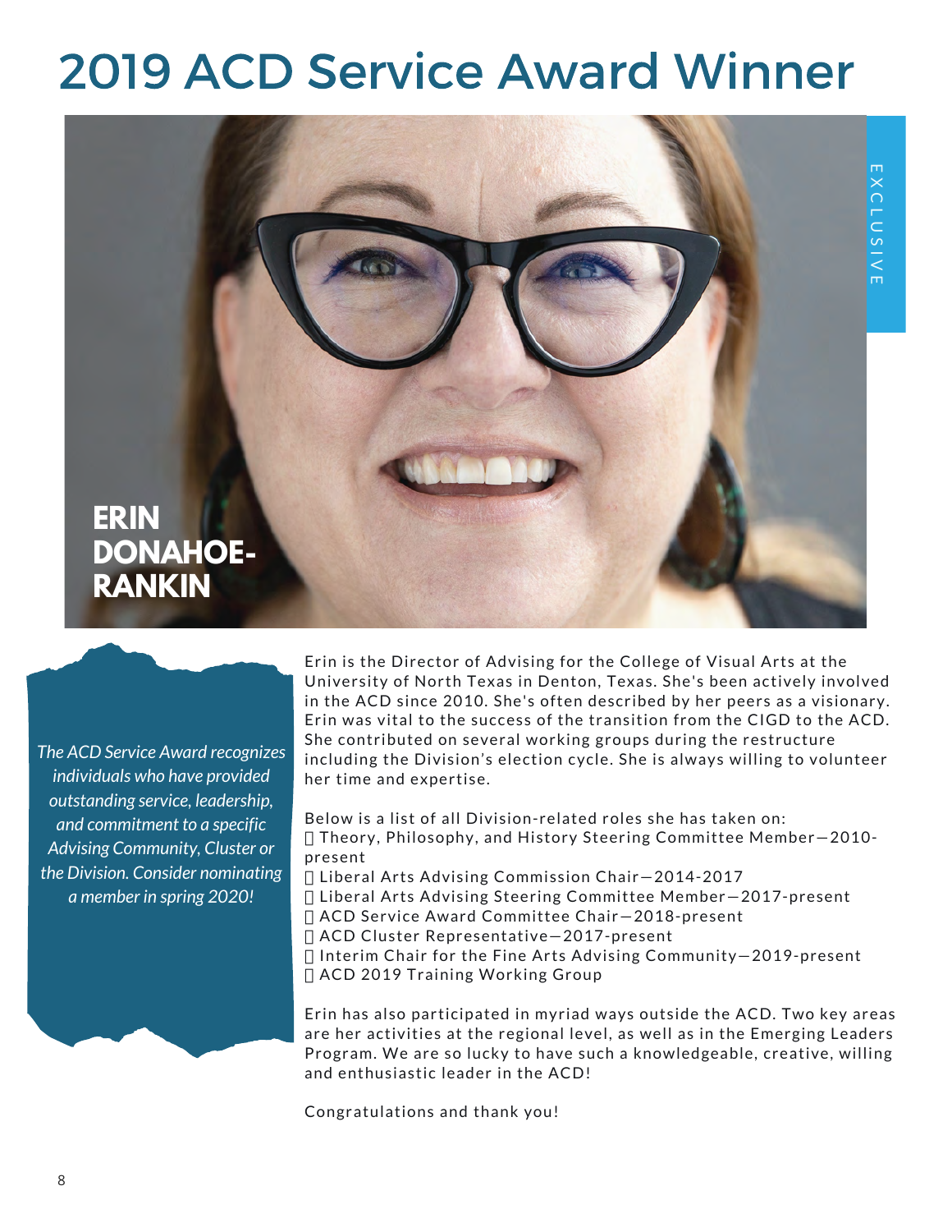# 2019 ACD Service Award Winner

EXCLUSIVE

## ERIN DONAHOE-RANKIN

*The ACD Service Award recognizes individuals who have provided outstanding service, leadership, and commitment to a specific Advising Community, Cluster or the Division. Consider nominating a member in spring 2020!*

Erin is the Director of Advising for the College of Visual Arts at the University of North Texas in Denton, Texas. She's been actively involved in the ACD since 2010. She's often described by her peers as a visionary. Erin was vital to the success of the transition from the CIGD to the ACD. She contributed on several working groups during the restructure including the Division's election cycle. She is always willing to volunteer her time and expertise.

Below is a list of all Division-related roles she has taken on:

- Theory, Philosophy, and History Steering Committee Member—2010-present
- Liberal Arts Advising Commission Chair—2014-2017
- Liberal Arts Advising Steering Committee Member—2017-present
- ACD Service Award Committee Chair—2018-present
- ACD Cluster Representative—2017-present
- Interim Chair for the Fine Arts Advising Community—2019-present
- ACD 2019 Training Working Group

Erin has also participated in myriad ways outside the ACD. Two key areas are her activities at the regional level, as well as in the Emerging Leaders Program. We are so lucky to have such a knowledgeable, creative, willing and enthusiastic leader in the ACD!

Congratulations and thank you!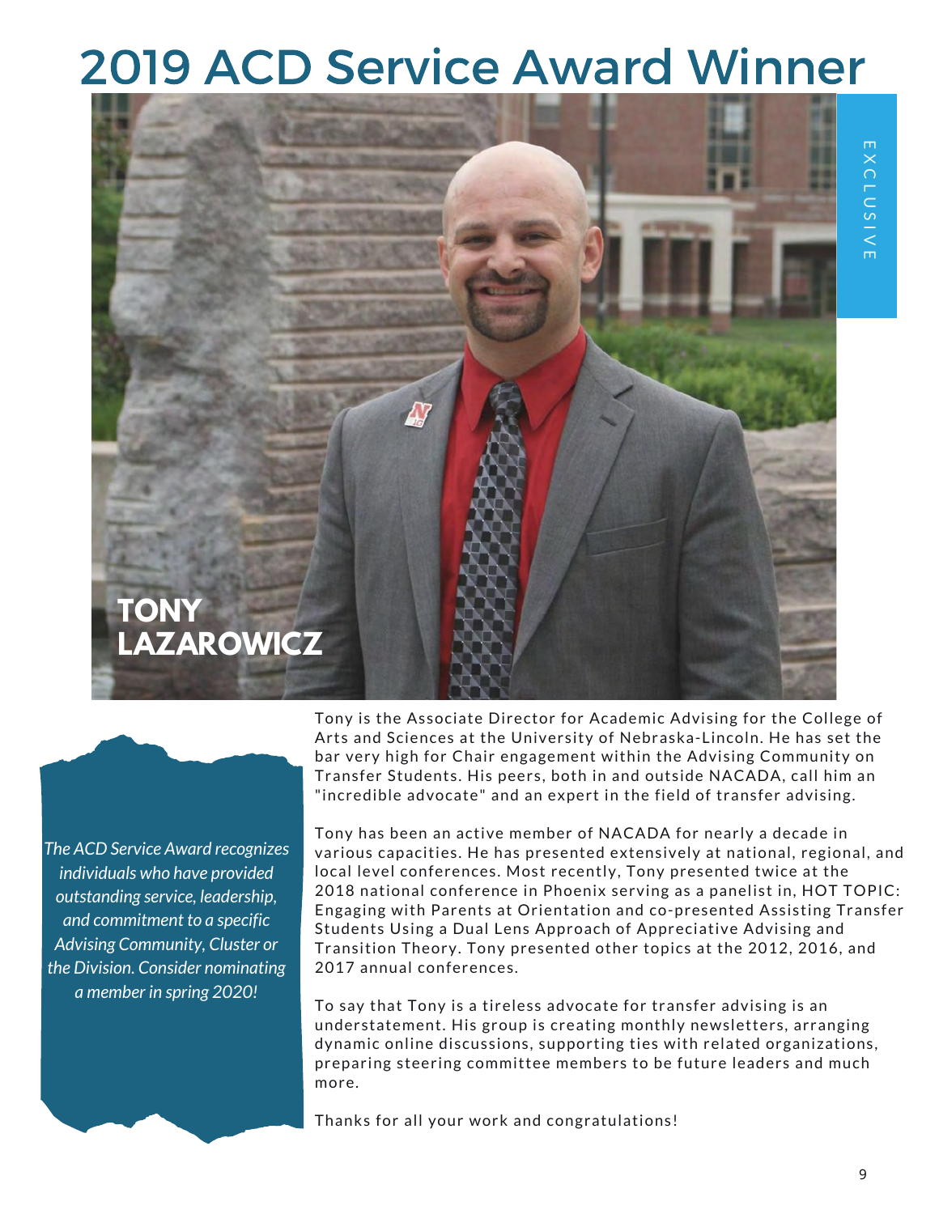# 2019 ACD Service Award Winner

EXCLUSIVE

**TONY LAZAROWICZ**

*The ACD Service Award recognizes individuals who have provided outstanding service, leadership, and commitment to a specific Advising Community, Cluster or the Division. Consider nominating a member in spring 2020!*

Tony is the Associate Director for Academic Advising for the College of Arts and Sciences at the University of Nebraska-Lincoln. He has set the bar very high for Chair engagement within the Advising Community on Transfer Students. His peers, both in and outside NACADA, call him an "incredible advocate" and an expert in the field of transfer advising.

Tony has been an active member of NACADA for nearly a decade in various capacities. He has presented extensively at national, regional, and local level conferences. Most recently, Tony presented twice at the 2018 national conference in Phoenix serving as a panelist in, HOT TOPIC: Engaging with Parents at Orientation and co-presented Assisting Transfer Students Using a Dual Lens Approach of Appreciative Advising and Transition Theory. Tony presented other topics at the 2012, 2016, and 2017 annual conferences.

To say that Tony is a tireless advocate for transfer advising is an understatement. His group is creating monthly newsletters, arranging dynamic online discussions, supporting ties with related organizations, preparing steering committee members to be future leaders and much more.

Thanks for all your work and congratulations!